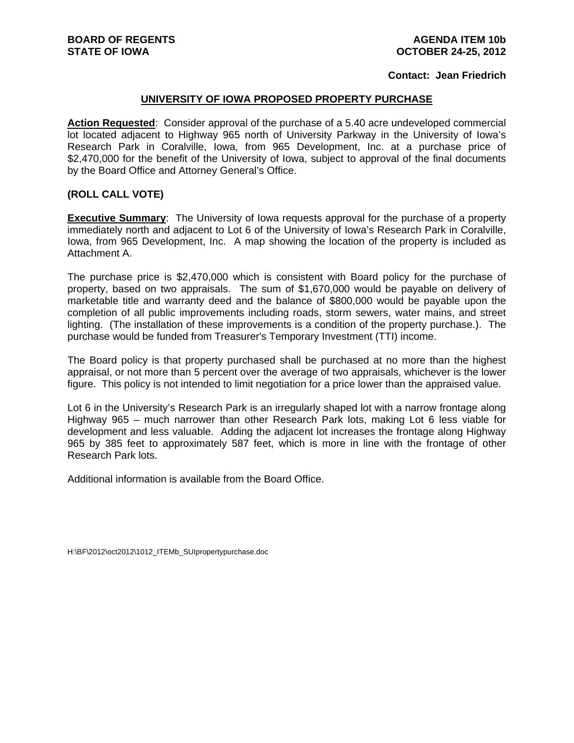**BOARD OF REGENTS**
**STATE OF IOWA**

**AGENDA ITEM 10b**
**OCTOBER 24-25, 2012**

**Contact: Jean Friedrich**

## UNIVERSITY OF IOWA PROPOSED PROPERTY PURCHASE

**Action Requested**: Consider approval of the purchase of a 5.40 acre undeveloped commercial lot located adjacent to Highway 965 north of University Parkway in the University of Iowa's Research Park in Coralville, Iowa, from 965 Development, Inc. at a purchase price of $2,470,000 for the benefit of the University of Iowa, subject to approval of the final documents by the Board Office and Attorney General's Office.

**(ROLL CALL VOTE)**

**Executive Summary**: The University of Iowa requests approval for the purchase of a property immediately north and adjacent to Lot 6 of the University of Iowa's Research Park in Coralville, Iowa, from 965 Development, Inc. A map showing the location of the property is included as Attachment A.

The purchase price is $2,470,000 which is consistent with Board policy for the purchase of property, based on two appraisals. The sum of $1,670,000 would be payable on delivery of marketable title and warranty deed and the balance of $800,000 would be payable upon the completion of all public improvements including roads, storm sewers, water mains, and street lighting. (The installation of these improvements is a condition of the property purchase.). The purchase would be funded from Treasurer's Temporary Investment (TTI) income.

The Board policy is that property purchased shall be purchased at no more than the highest appraisal, or not more than 5 percent over the average of two appraisals, whichever is the lower figure. This policy is not intended to limit negotiation for a price lower than the appraised value.

Lot 6 in the University's Research Park is an irregularly shaped lot with a narrow frontage along Highway 965 – much narrower than other Research Park lots, making Lot 6 less viable for development and less valuable. Adding the adjacent lot increases the frontage along Highway 965 by 385 feet to approximately 587 feet, which is more in line with the frontage of other Research Park lots.

Additional information is available from the Board Office.

H:\BF\2012\oct2012\1012_ITEMb_SUIpropertypurchase.doc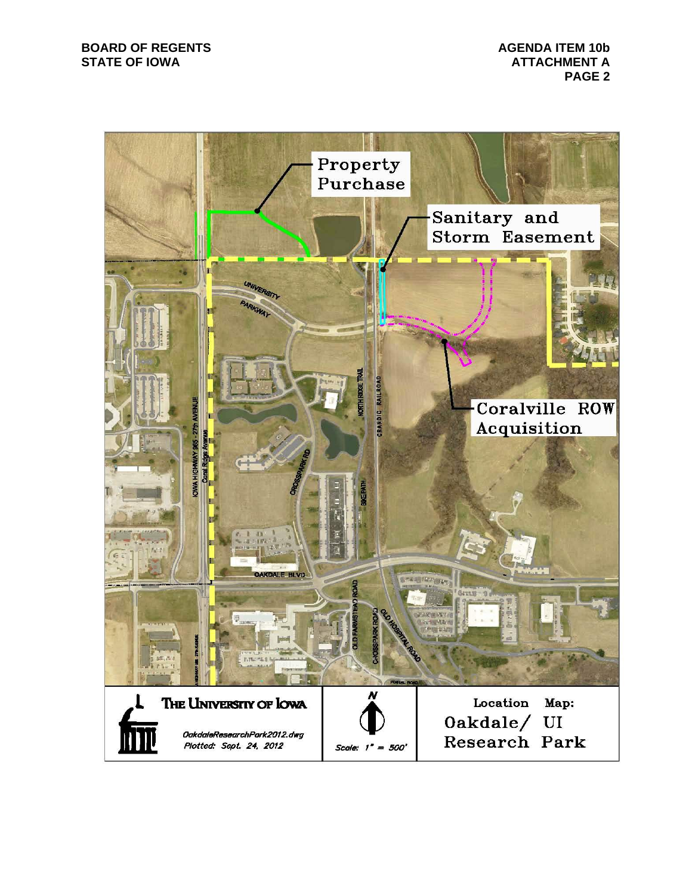Property Purchase

Sanitary and Storm Easement

Coralville ROW Acquisition

UNIVERSITY PARKWAY

IOWA HIGHWAY 965 - 27th AVENUE

Coral Ridge Avenue

CROSSPARK RD

NORTH RIDGE TRAIL

CRANDIC RAILROAD

BIKE PATH

OAKDALE BLVD

OLD FARMSTEAD ROAD

CROSSPARK ROAD

OLD HOSPITAL ROAD

POSTAL ROAD

THE UNIVERSITY OF IOWA

OakdaleResearchPark2012.dwg

Plotted: Sept. 24, 2012

N

Scale: 1" = 500'

Location Map:

Oakdale/ UI Research Park